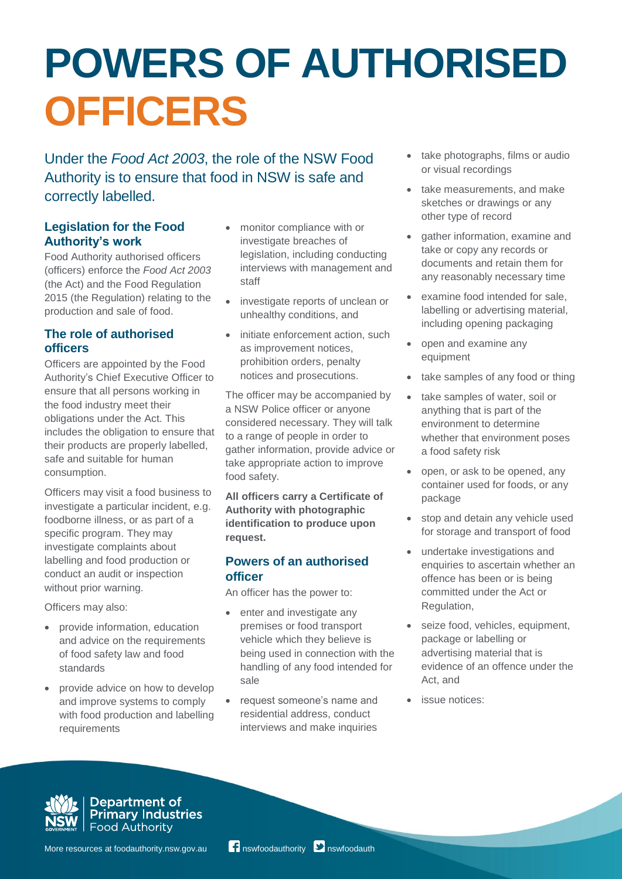# POWERS OF AUTHORISED OFFICERS

Under the *Food Act 2003*, the role of the NSW Food Authority is to ensure that food in NSW is safe and correctly labelled.

## Legislation for the Food Authority's work

Food Authority authorised officers (officers) enforce the *Food Act 2003* (the Act) and the Food Regulation 2015 (the Regulation) relating to the production and sale of food.

## The role of authorised officers

Officers are appointed by the Food Authority's Chief Executive Officer to ensure that all persons working in the food industry meet their obligations under the Act. This includes the obligation to ensure that their products are properly labelled, safe and suitable for human consumption.

Officers may visit a food business to investigate a particular incident, e.g. foodborne illness, or as part of a specific program. They may investigate complaints about labelling and food production or conduct an audit or inspection without prior warning.

Officers may also:

- provide information, education and advice on the requirements of food safety law and food standards
- provide advice on how to develop and improve systems to comply with food production and labelling requirements
- monitor compliance with or investigate breaches of legislation, including conducting interviews with management and staff
- investigate reports of unclean or unhealthy conditions, and
- initiate enforcement action, such as improvement notices, prohibition orders, penalty notices and prosecutions.

The officer may be accompanied by a NSW Police officer or anyone considered necessary. They will talk to a range of people in order to gather information, provide advice or take appropriate action to improve food safety.

**All officers carry a Certificate of Authority with photographic identification to produce upon request.**

## Powers of an authorised officer

An officer has the power to:

- enter and investigate any premises or food transport vehicle which they believe is being used in connection with the handling of any food intended for sale
- request someone's name and residential address, conduct interviews and make inquiries
- take photographs, films or audio or visual recordings
- take measurements, and make sketches or drawings or any other type of record
- gather information, examine and take or copy any records or documents and retain them for any reasonably necessary time
- examine food intended for sale, labelling or advertising material, including opening packaging
- open and examine any equipment
- take samples of any food or thing
- take samples of water, soil or anything that is part of the environment to determine whether that environment poses a food safety risk
- open, or ask to be opened, any container used for foods, or any package
- stop and detain any vehicle used for storage and transport of food
- undertake investigations and enquiries to ascertain whether an offence has been or is being committed under the Act or Regulation,
- seize food, vehicles, equipment, package or labelling or advertising material that is evidence of an offence under the Act, and
- issue notices: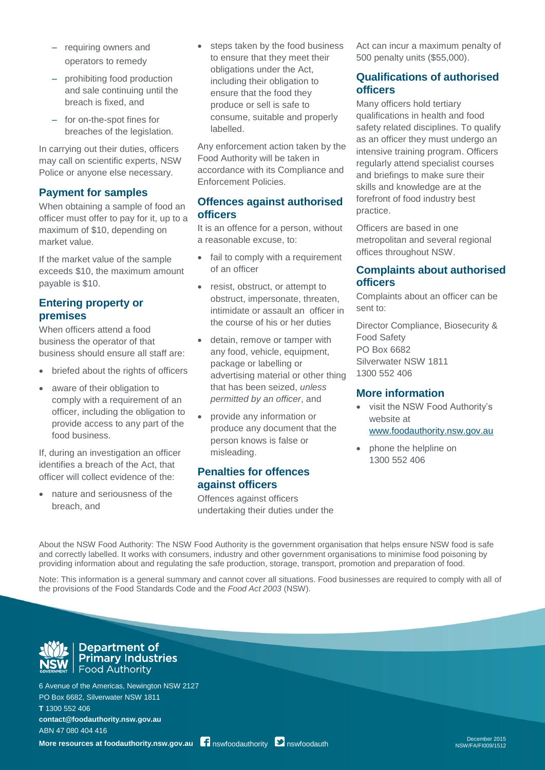- requiring owners and operators to remedy
- prohibiting food production and sale continuing until the breach is fixed, and
- for on-the-spot fines for breaches of the legislation.

In carrying out their duties, officers may call on scientific experts, NSW Police or anyone else necessary.

## Payment for samples

When obtaining a sample of food an officer must offer to pay for it, up to a maximum of $10, depending on market value.

If the market value of the sample exceeds $10, the maximum amount payable is $10.

## Entering property or premises

When officers attend a food business the operator of that business should ensure all staff are:

- briefed about the rights of officers
- aware of their obligation to comply with a requirement of an officer, including the obligation to provide access to any part of the food business.

If, during an investigation an officer identifies a breach of the Act, that officer will collect evidence of the:

- nature and seriousness of the breach, and
- steps taken by the food business to ensure that they meet their obligations under the Act, including their obligation to ensure that the food they produce or sell is safe to consume, suitable and properly labelled.

Any enforcement action taken by the Food Authority will be taken in accordance with its Compliance and Enforcement Policies.

## Offences against authorised officers

It is an offence for a person, without a reasonable excuse, to:

- fail to comply with a requirement of an officer
- resist, obstruct, or attempt to obstruct, impersonate, threaten, intimidate or assault an officer in the course of his or her duties
- detain, remove or tamper with any food, vehicle, equipment, package or labelling or advertising material or other thing that has been seized, *unless permitted by an officer*, and
- provide any information or produce any document that the person knows is false or misleading.

## Penalties for offences against officers

Offences against officers undertaking their duties under the Act can incur a maximum penalty of 500 penalty units ($55,000).

## Qualifications of authorised officers

Many officers hold tertiary qualifications in health and food safety related disciplines. To qualify as an officer they must undergo an intensive training program. Officers regularly attend specialist courses and briefings to make sure their skills and knowledge are at the forefront of food industry best practice.

Officers are based in one metropolitan and several regional offices throughout NSW.

## Complaints about authorised officers

Complaints about an officer can be sent to:

Director Compliance, Biosecurity & Food Safety
PO Box 6682
Silverwater NSW 1811
1300 552 406

## More information

- visit the NSW Food Authority's website at www.foodauthority.nsw.gov.au
- phone the helpline on 1300 552 406

About the NSW Food Authority: The NSW Food Authority is the government organisation that helps ensure NSW food is safe and correctly labelled. It works with consumers, industry and other government organisations to minimise food poisoning by providing information about and regulating the safe production, storage, transport, promotion and preparation of food.

Note: This information is a general summary and cannot cover all situations. Food businesses are required to comply with all of the provisions of the Food Standards Code and the *Food Act 2003* (NSW).

NSW Government | Department of Primary Industries | Food Authority

6 Avenue of the Americas, Newington NSW 2127
PO Box 6682, Silverwater NSW 1811
**T** 1300 552 406
**contact@foodauthority.nsw.gov.au**
ABN 47 080 404 416
**More resources at foodauthority.nsw.gov.au** nswfoodauthority nswfoodauth

December 2015
NSW/FA/FI009/1512